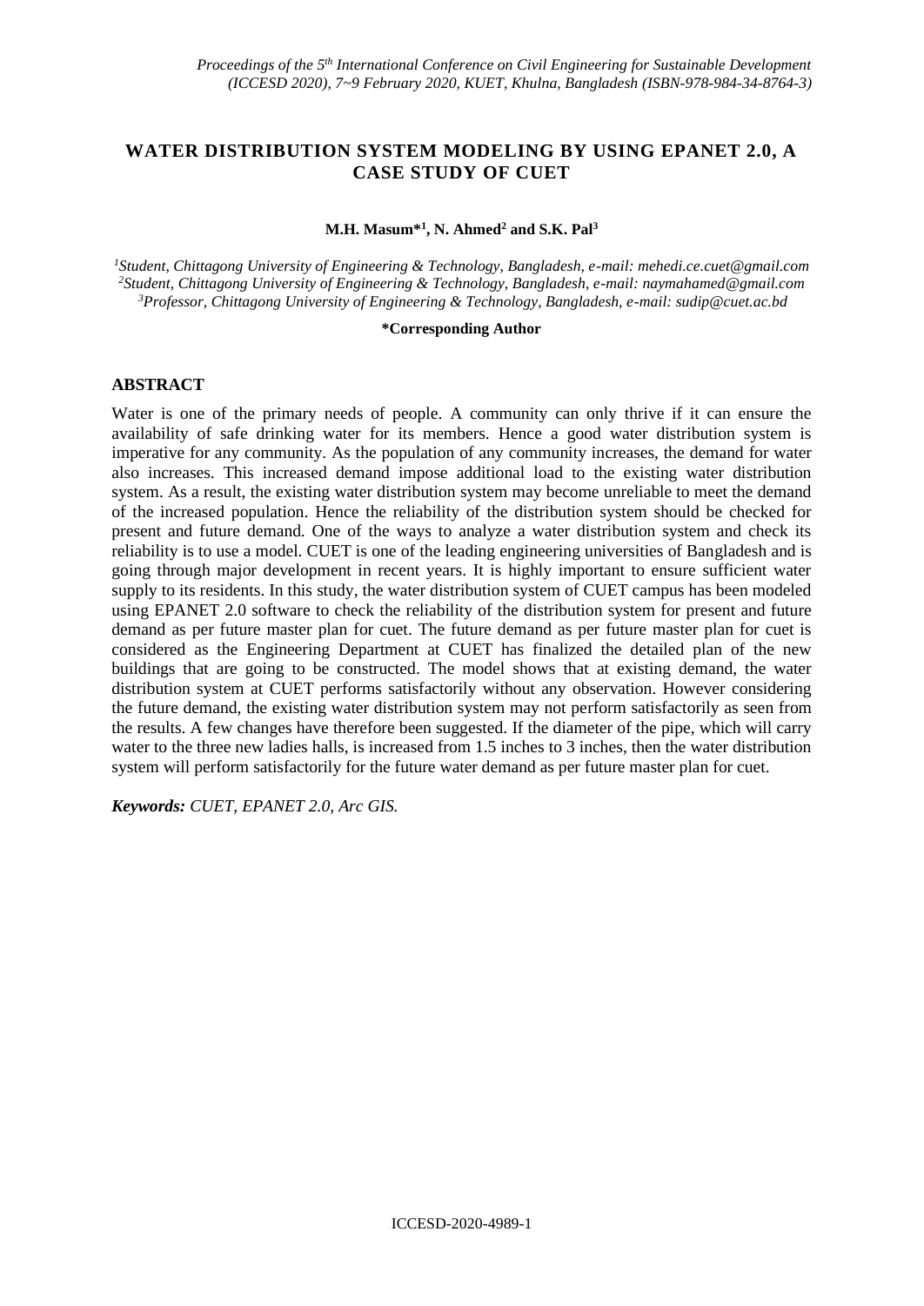# WATER DISTRIBUTION SYSTEM MODELING BY USING EPANET 2.0, A CASE STUDY OF CUET

**M.H. Masum*[1], N. Ahmed[2] and S.K. Pal[3]**

[1]*Student, Chittagong University of Engineering & Technology, Bangladesh, e-mail: mehedi.ce.cuet@gmail.com*
[2]*Student, Chittagong University of Engineering & Technology, Bangladesh, e-mail: naymahamed@gmail.com*
[3]*Professor, Chittagong University of Engineering & Technology, Bangladesh, e-mail: sudip@cuet.ac.bd*

**\*Corresponding Author**

## ABSTRACT

Water is one of the primary needs of people. A community can only thrive if it can ensure the availability of safe drinking water for its members. Hence a good water distribution system is imperative for any community. As the population of any community increases, the demand for water also increases. This increased demand impose additional load to the existing water distribution system. As a result, the existing water distribution system may become unreliable to meet the demand of the increased population. Hence the reliability of the distribution system should be checked for present and future demand. One of the ways to analyze a water distribution system and check its reliability is to use a model. CUET is one of the leading engineering universities of Bangladesh and is going through major development in recent years. It is highly important to ensure sufficient water supply to its residents. In this study, the water distribution system of CUET campus has been modeled using EPANET 2.0 software to check the reliability of the distribution system for present and future demand as per future master plan for cuet. The future demand as per future master plan for cuet is considered as the Engineering Department at CUET has finalized the detailed plan of the new buildings that are going to be constructed. The model shows that at existing demand, the water distribution system at CUET performs satisfactorily without any observation. However considering the future demand, the existing water distribution system may not perform satisfactorily as seen from the results. A few changes have therefore been suggested. If the diameter of the pipe, which will carry water to the three new ladies halls, is increased from 1.5 inches to 3 inches, then the water distribution system will perform satisfactorily for the future water demand as per future master plan for cuet.

***Keywords:** CUET, EPANET 2.0, Arc GIS.*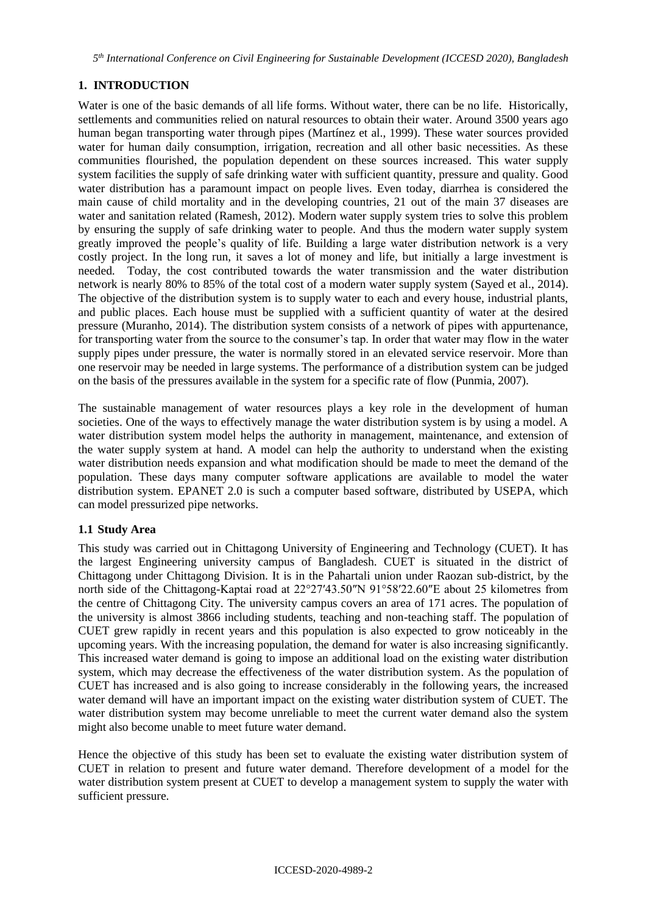## 1. INTRODUCTION

Water is one of the basic demands of all life forms. Without water, there can be no life. Historically, settlements and communities relied on natural resources to obtain their water. Around 3500 years ago human began transporting water through pipes (Martínez et al., 1999). These water sources provided water for human daily consumption, irrigation, recreation and all other basic necessities. As these communities flourished, the population dependent on these sources increased. This water supply system facilities the supply of safe drinking water with sufficient quantity, pressure and quality. Good water distribution has a paramount impact on people lives. Even today, diarrhea is considered the main cause of child mortality and in the developing countries, 21 out of the main 37 diseases are water and sanitation related (Ramesh, 2012). Modern water supply system tries to solve this problem by ensuring the supply of safe drinking water to people. And thus the modern water supply system greatly improved the people's quality of life. Building a large water distribution network is a very costly project. In the long run, it saves a lot of money and life, but initially a large investment is needed. Today, the cost contributed towards the water transmission and the water distribution network is nearly 80% to 85% of the total cost of a modern water supply system (Sayed et al., 2014). The objective of the distribution system is to supply water to each and every house, industrial plants, and public places. Each house must be supplied with a sufficient quantity of water at the desired pressure (Muranho, 2014). The distribution system consists of a network of pipes with appurtenance, for transporting water from the source to the consumer's tap. In order that water may flow in the water supply pipes under pressure, the water is normally stored in an elevated service reservoir. More than one reservoir may be needed in large systems. The performance of a distribution system can be judged on the basis of the pressures available in the system for a specific rate of flow (Punmia, 2007).

The sustainable management of water resources plays a key role in the development of human societies. One of the ways to effectively manage the water distribution system is by using a model. A water distribution system model helps the authority in management, maintenance, and extension of the water supply system at hand. A model can help the authority to understand when the existing water distribution needs expansion and what modification should be made to meet the demand of the population. These days many computer software applications are available to model the water distribution system. EPANET 2.0 is such a computer based software, distributed by USEPA, which can model pressurized pipe networks.

### 1.1 Study Area

This study was carried out in Chittagong University of Engineering and Technology (CUET). It has the largest Engineering university campus of Bangladesh. CUET is situated in the district of Chittagong under Chittagong Division. It is in the Pahartali union under Raozan sub-district, by the north side of the Chittagong-Kaptai road at 22°27′43.50″N 91°58′22.60″E about 25 kilometres from the centre of Chittagong City. The university campus covers an area of 171 acres. The population of the university is almost 3866 including students, teaching and non-teaching staff. The population of CUET grew rapidly in recent years and this population is also expected to grow noticeably in the upcoming years. With the increasing population, the demand for water is also increasing significantly. This increased water demand is going to impose an additional load on the existing water distribution system, which may decrease the effectiveness of the water distribution system. As the population of CUET has increased and is also going to increase considerably in the following years, the increased water demand will have an important impact on the existing water distribution system of CUET. The water distribution system may become unreliable to meet the current water demand also the system might also become unable to meet future water demand.

Hence the objective of this study has been set to evaluate the existing water distribution system of CUET in relation to present and future water demand. Therefore development of a model for the water distribution system present at CUET to develop a management system to supply the water with sufficient pressure.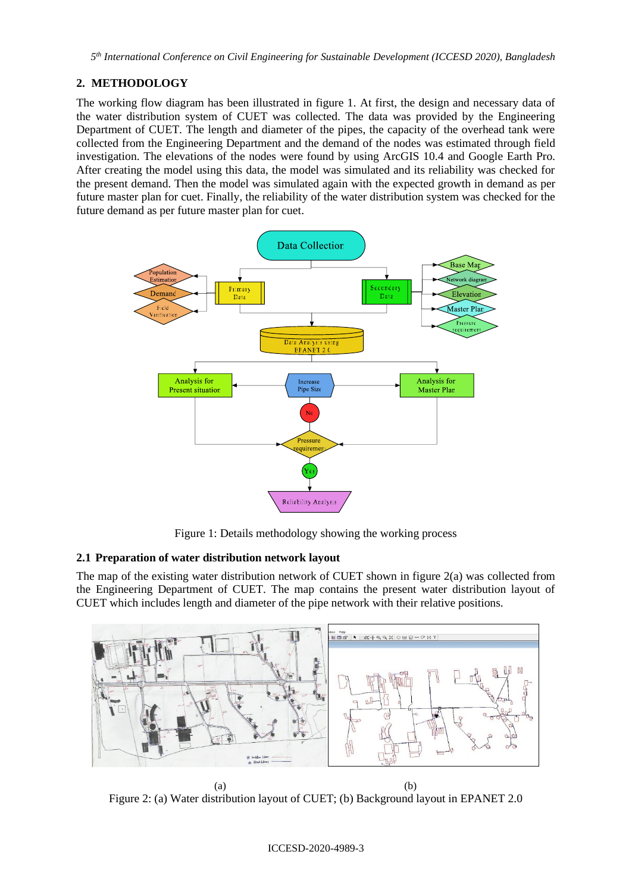## 2. METHODOLOGY

The working flow diagram has been illustrated in figure 1. At first, the design and necessary data of the water distribution system of CUET was collected. The data was provided by the Engineering Department of CUET. The length and diameter of the pipes, the capacity of the overhead tank were collected from the Engineering Department and the demand of the nodes was estimated through field investigation. The elevations of the nodes were found by using ArcGIS 10.4 and Google Earth Pro. After creating the model using this data, the model was simulated and its reliability was checked for the present demand. Then the model was simulated again with the expected growth in demand as per future master plan for cuet. Finally, the reliability of the water distribution system was checked for the future demand as per future master plan for cuet.

Figure 1: Details methodology showing the working process

### 2.1 Preparation of water distribution network layout

The map of the existing water distribution network of CUET shown in figure 2(a) was collected from the Engineering Department of CUET. The map contains the present water distribution layout of CUET which includes length and diameter of the pipe network with their relative positions.

(a) (b)

Figure 2: (a) Water distribution layout of CUET; (b) Background layout in EPANET 2.0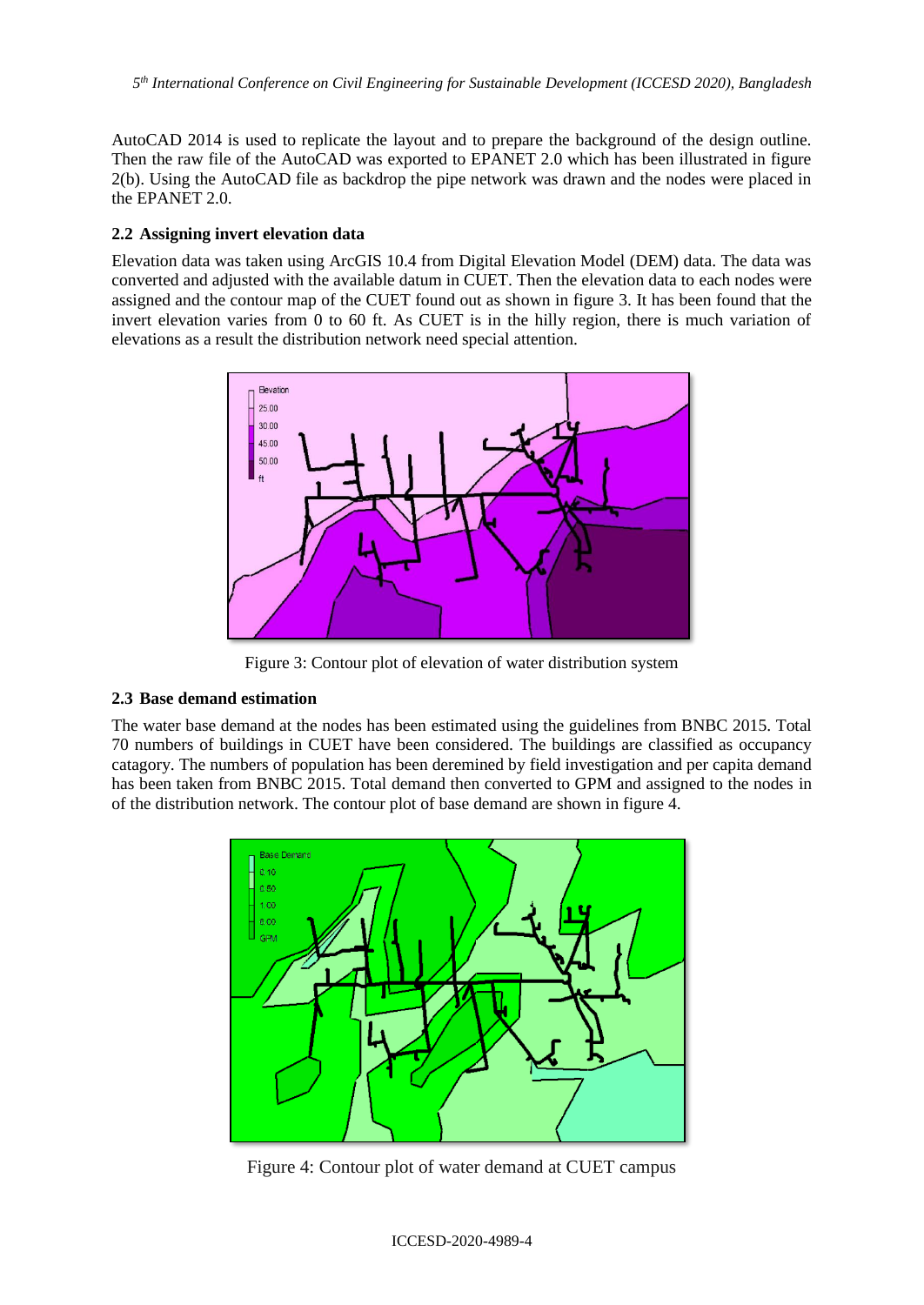AutoCAD 2014 is used to replicate the layout and to prepare the background of the design outline. Then the raw file of the AutoCAD was exported to EPANET 2.0 which has been illustrated in figure 2(b). Using the AutoCAD file as backdrop the pipe network was drawn and the nodes were placed in the EPANET 2.0.

### 2.2 Assigning invert elevation data

Elevation data was taken using ArcGIS 10.4 from Digital Elevation Model (DEM) data. The data was converted and adjusted with the available datum in CUET. Then the elevation data to each nodes were assigned and the contour map of the CUET found out as shown in figure 3. It has been found that the invert elevation varies from 0 to 60 ft. As CUET is in the hilly region, there is much variation of elevations as a result the distribution network need special attention.

Figure 3: Contour plot of elevation of water distribution system

### 2.3 Base demand estimation

The water base demand at the nodes has been estimated using the guidelines from BNBC 2015. Total 70 numbers of buildings in CUET have been considered. The buildings are classified as occupancy catagory. The numbers of population has been deremined by field investigation and per capita demand has been taken from BNBC 2015. Total demand then converted to GPM and assigned to the nodes in of the distribution network. The contour plot of base demand are shown in figure 4.

Figure 4: Contour plot of water demand at CUET campus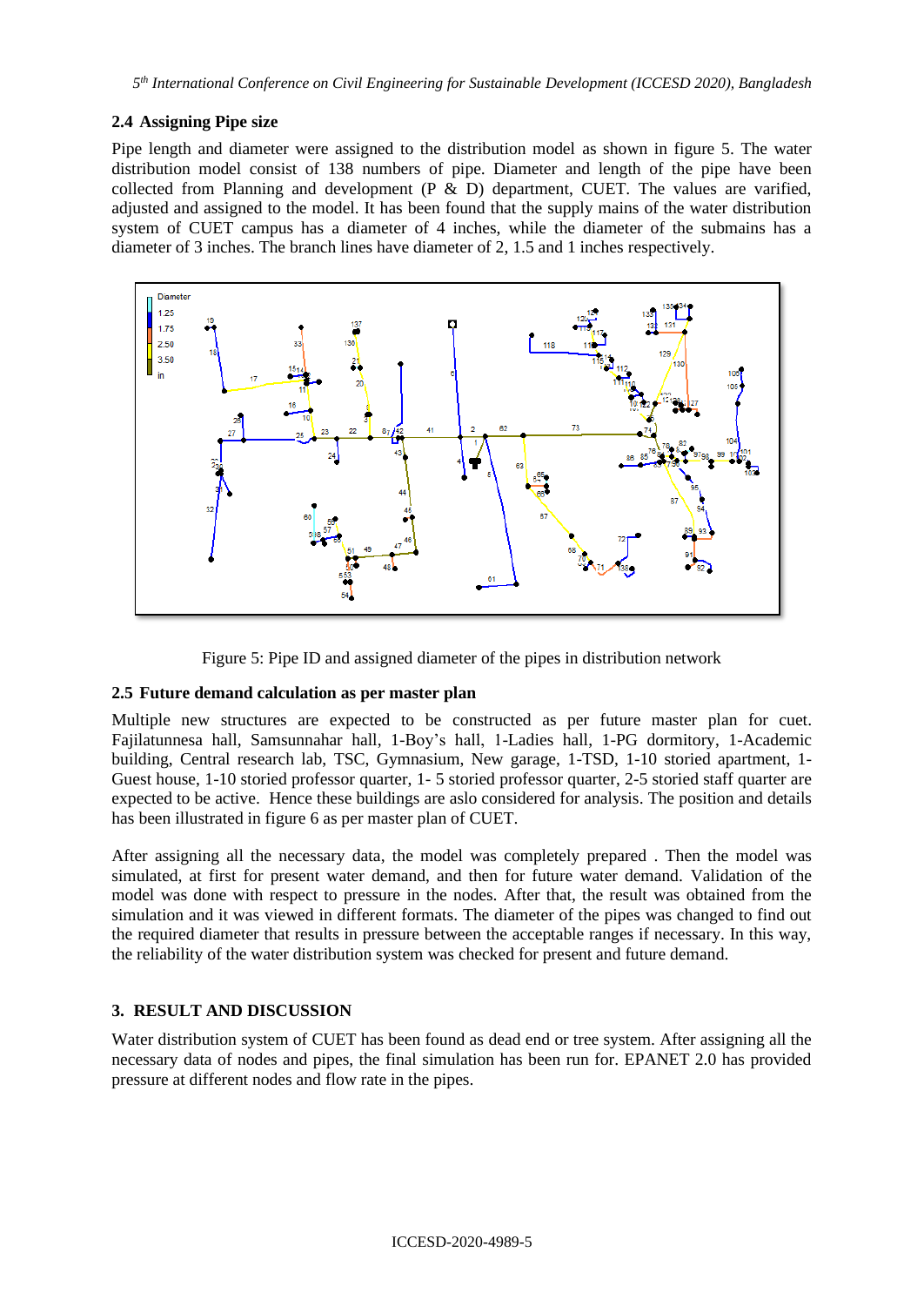### 2.4 Assigning Pipe size

Pipe length and diameter were assigned to the distribution model as shown in figure 5. The water distribution model consist of 138 numbers of pipe. Diameter and length of the pipe have been collected from Planning and development (P & D) department, CUET. The values are varified, adjusted and assigned to the model. It has been found that the supply mains of the water distribution system of CUET campus has a diameter of 4 inches, while the diameter of the submains has a diameter of 3 inches. The branch lines have diameter of 2, 1.5 and 1 inches respectively.

Figure 5: Pipe ID and assigned diameter of the pipes in distribution network

### 2.5 Future demand calculation as per master plan

Multiple new structures are expected to be constructed as per future master plan for cuet. Fajilatunnesa hall, Samsunnahar hall, 1-Boy's hall, 1-Ladies hall, 1-PG dormitory, 1-Academic building, Central research lab, TSC, Gymnasium, New garage, 1-TSD, 1-10 storied apartment, 1-Guest house, 1-10 storied professor quarter, 1- 5 storied professor quarter, 2-5 storied staff quarter are expected to be active. Hence these buildings are aslo considered for analysis. The position and details has been illustrated in figure 6 as per master plan of CUET.

After assigning all the necessary data, the model was completely prepared . Then the model was simulated, at first for present water demand, and then for future water demand. Validation of the model was done with respect to pressure in the nodes. After that, the result was obtained from the simulation and it was viewed in different formats. The diameter of the pipes was changed to find out the required diameter that results in pressure between the acceptable ranges if necessary. In this way, the reliability of the water distribution system was checked for present and future demand.

## 3. RESULT AND DISCUSSION

Water distribution system of CUET has been found as dead end or tree system. After assigning all the necessary data of nodes and pipes, the final simulation has been run for. EPANET 2.0 has provided pressure at different nodes and flow rate in the pipes.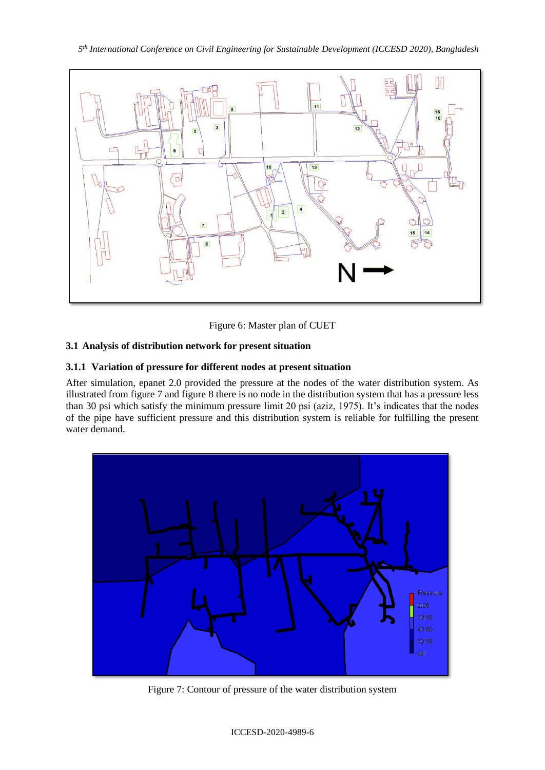Figure 6: Master plan of CUET

### 3.1 Analysis of distribution network for present situation

#### 3.1.1 Variation of pressure for different nodes at present situation

After simulation, epanet 2.0 provided the pressure at the nodes of the water distribution system. As illustrated from figure 7 and figure 8 there is no node in the distribution system that has a pressure less than 30 psi which satisfy the minimum pressure limit 20 psi (aziz, 1975). It's indicates that the nodes of the pipe have sufficient pressure and this distribution system is reliable for fulfilling the present water demand.

Figure 7: Contour of pressure of the water distribution system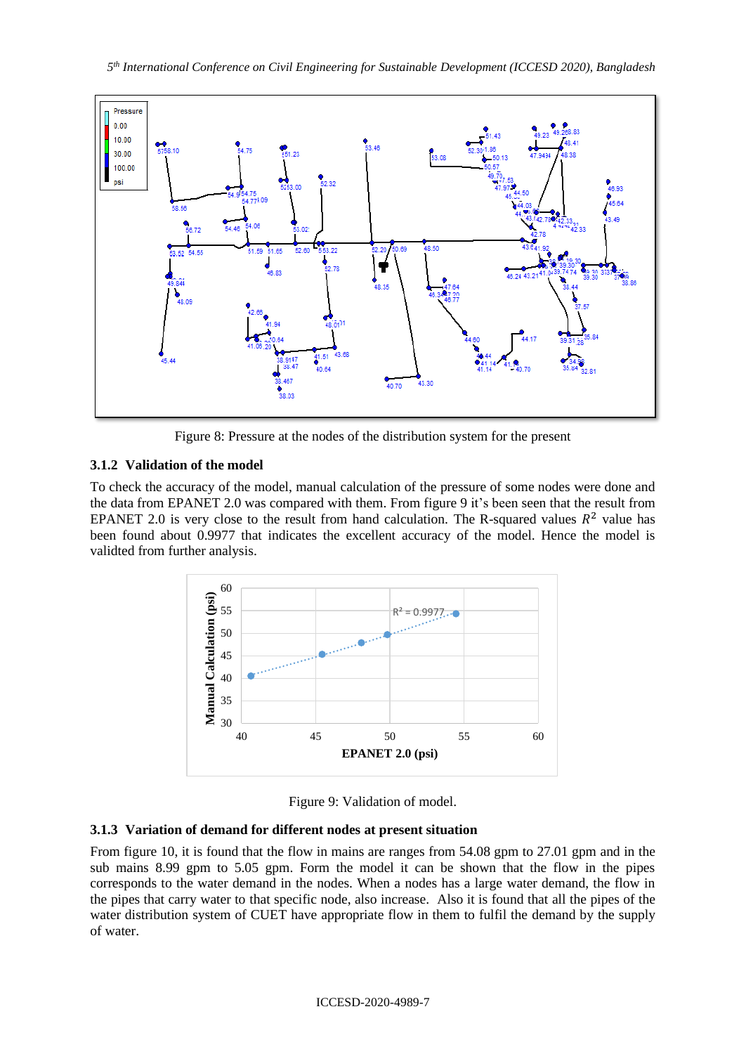Figure 8: Pressure at the nodes of the distribution system for the present

### 3.1.2 Validation of the model

To check the accuracy of the model, manual calculation of the pressure of some nodes were done and the data from EPANET 2.0 was compared with them. From figure 9 it's been seen that the result from EPANET 2.0 is very close to the result from hand calculation. The R-squared values $R^2$ value has been found about 0.9977 that indicates the excellent accuracy of the model. Hence the model is validted from further analysis.

Figure 9: Validation of model.

### 3.1.3 Variation of demand for different nodes at present situation

From figure 10, it is found that the flow in mains are ranges from 54.08 gpm to 27.01 gpm and in the sub mains 8.99 gpm to 5.05 gpm. Form the model it can be shown that the flow in the pipes corresponds to the water demand in the nodes. When a nodes has a large water demand, the flow in the pipes that carry water to that specific node, also increase. Also it is found that all the pipes of the water distribution system of CUET have appropriate flow in them to fulfil the demand by the supply of water.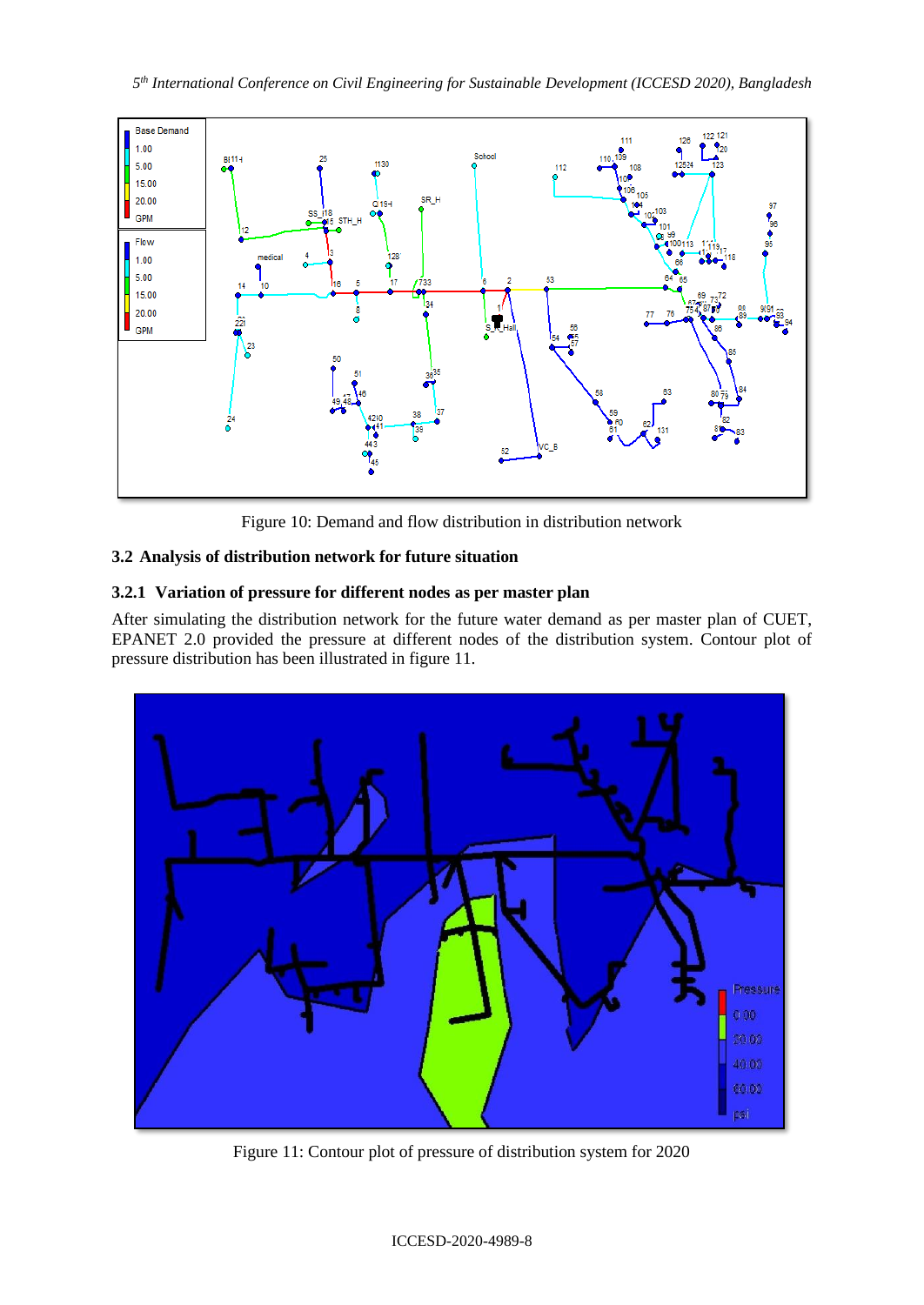Figure 10: Demand and flow distribution in distribution network

### 3.2 Analysis of distribution network for future situation

#### 3.2.1 Variation of pressure for different nodes as per master plan

After simulating the distribution network for the future water demand as per master plan of CUET, EPANET 2.0 provided the pressure at different nodes of the distribution system. Contour plot of pressure distribution has been illustrated in figure 11.

Figure 11: Contour plot of pressure of distribution system for 2020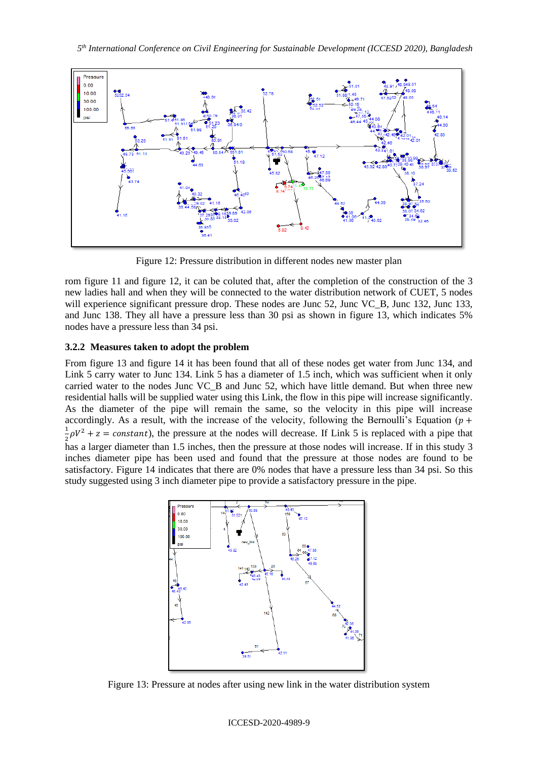Figure 12: Pressure distribution in different nodes new master plan

rom figure 11 and figure 12, it can be coluted that, after the completion of the construction of the 3 new ladies hall and when they will be connected to the water distribution network of CUET, 5 nodes will experience significant pressure drop. These nodes are Junc 52, Junc VC_B, Junc 132, Junc 133, and Junc 138. They all have a pressure less than 30 psi as shown in figure 13, which indicates 5% nodes have a pressure less than 34 psi.

### 3.2.2 Measures taken to adopt the problem

From figure 13 and figure 14 it has been found that all of these nodes get water from Junc 134, and Link 5 carry water to Junc 134. Link 5 has a diameter of 1.5 inch, which was sufficient when it only carried water to the nodes Junc VC_B and Junc 52, which have little demand. But when three new residential halls will be supplied water using this Link, the flow in this pipe will increase significantly. As the diameter of the pipe will remain the same, so the velocity in this pipe will increase accordingly. As a result, with the increase of the velocity, following the Bernoulli's Equation ($p + \frac{1}{2}\rho V^2 + z = constant$), the pressure at the nodes will decrease. If Link 5 is replaced with a pipe that has a larger diameter than 1.5 inches, then the pressure at those nodes will increase. If in this study 3 inches diameter pipe has been used and found that the pressure at those nodes are found to be satisfactory. Figure 14 indicates that there are 0% nodes that have a pressure less than 34 psi. So this study suggested using 3 inch diameter pipe to provide a satisfactory pressure in the pipe.

Figure 13: Pressure at nodes after using new link in the water distribution system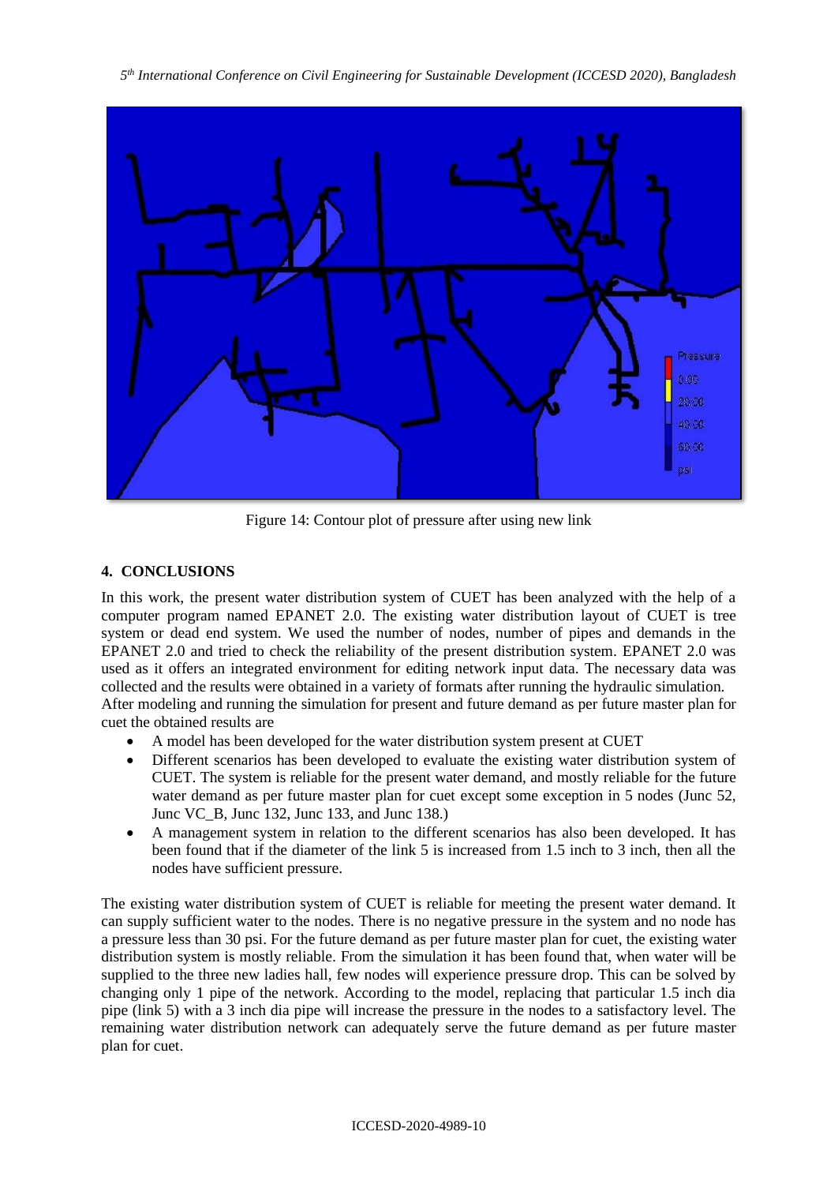Figure 14: Contour plot of pressure after using new link

## 4. CONCLUSIONS

In this work, the present water distribution system of CUET has been analyzed with the help of a computer program named EPANET 2.0. The existing water distribution layout of CUET is tree system or dead end system. We used the number of nodes, number of pipes and demands in the EPANET 2.0 and tried to check the reliability of the present distribution system. EPANET 2.0 was used as it offers an integrated environment for editing network input data. The necessary data was collected and the results were obtained in a variety of formats after running the hydraulic simulation. After modeling and running the simulation for present and future demand as per future master plan for cuet the obtained results are

- A model has been developed for the water distribution system present at CUET
- Different scenarios has been developed to evaluate the existing water distribution system of CUET. The system is reliable for the present water demand, and mostly reliable for the future water demand as per future master plan for cuet except some exception in 5 nodes (Junc 52, Junc VC_B, Junc 132, Junc 133, and Junc 138.)
- A management system in relation to the different scenarios has also been developed. It has been found that if the diameter of the link 5 is increased from 1.5 inch to 3 inch, then all the nodes have sufficient pressure.

The existing water distribution system of CUET is reliable for meeting the present water demand. It can supply sufficient water to the nodes. There is no negative pressure in the system and no node has a pressure less than 30 psi. For the future demand as per future master plan for cuet, the existing water distribution system is mostly reliable. From the simulation it has been found that, when water will be supplied to the three new ladies hall, few nodes will experience pressure drop. This can be solved by changing only 1 pipe of the network. According to the model, replacing that particular 1.5 inch dia pipe (link 5) with a 3 inch dia pipe will increase the pressure in the nodes to a satisfactory level. The remaining water distribution network can adequately serve the future demand as per future master plan for cuet.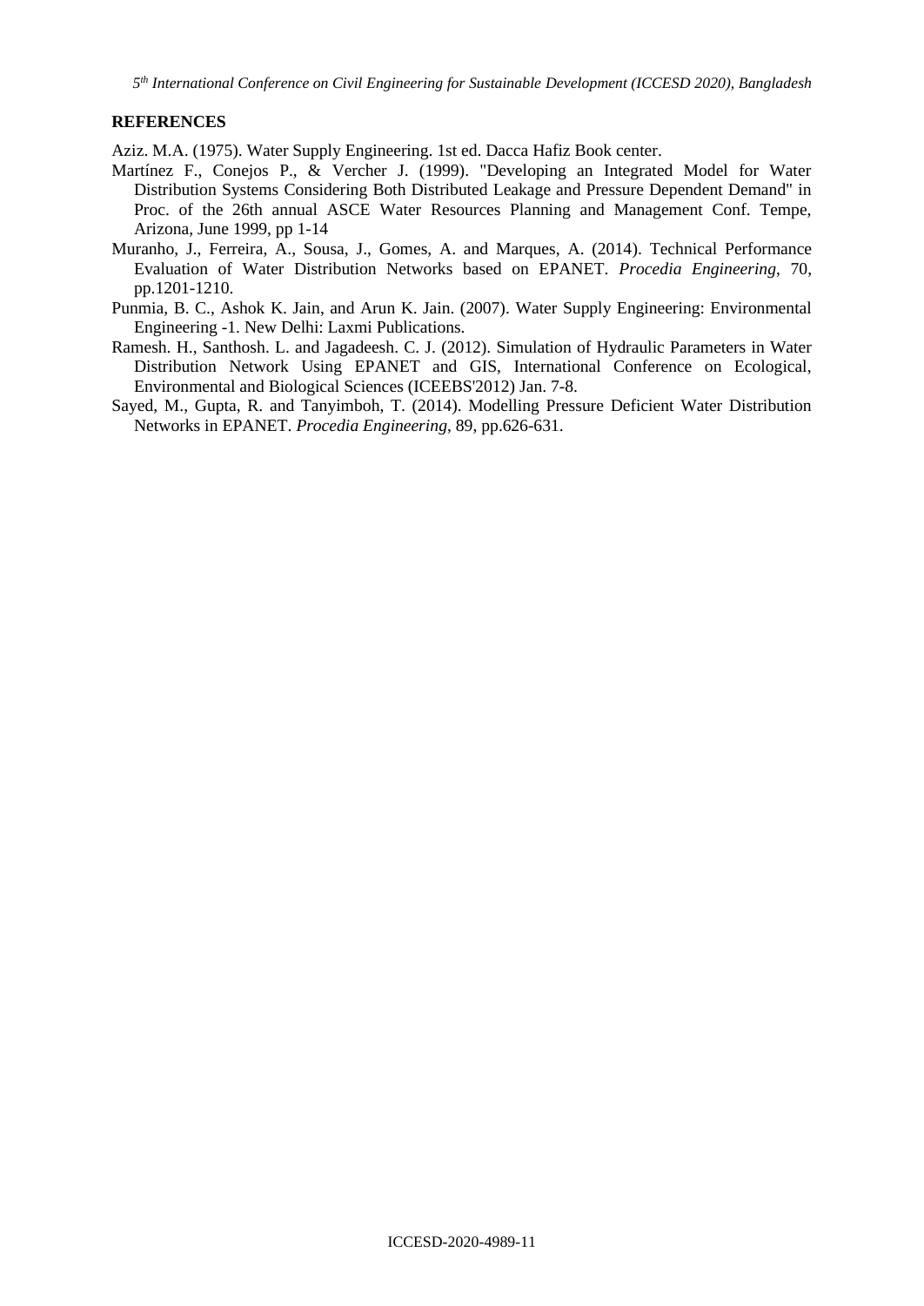## REFERENCES

Aziz. M.A. (1975). Water Supply Engineering. 1st ed. Dacca Hafiz Book center.

Martínez F., Conejos P., & Vercher J. (1999). "Developing an Integrated Model for Water Distribution Systems Considering Both Distributed Leakage and Pressure Dependent Demand" in Proc. of the 26th annual ASCE Water Resources Planning and Management Conf. Tempe, Arizona, June 1999, pp 1-14

Muranho, J., Ferreira, A., Sousa, J., Gomes, A. and Marques, A. (2014). Technical Performance Evaluation of Water Distribution Networks based on EPANET. *Procedia Engineering*, 70, pp.1201-1210.

Punmia, B. C., Ashok K. Jain, and Arun K. Jain. (2007). Water Supply Engineering: Environmental Engineering -1. New Delhi: Laxmi Publications.

Ramesh. H., Santhosh. L. and Jagadeesh. C. J. (2012). Simulation of Hydraulic Parameters in Water Distribution Network Using EPANET and GIS, International Conference on Ecological, Environmental and Biological Sciences (ICEEBS'2012) Jan. 7-8.

Sayed, M., Gupta, R. and Tanyimboh, T. (2014). Modelling Pressure Deficient Water Distribution Networks in EPANET. *Procedia Engineering*, 89, pp.626-631.